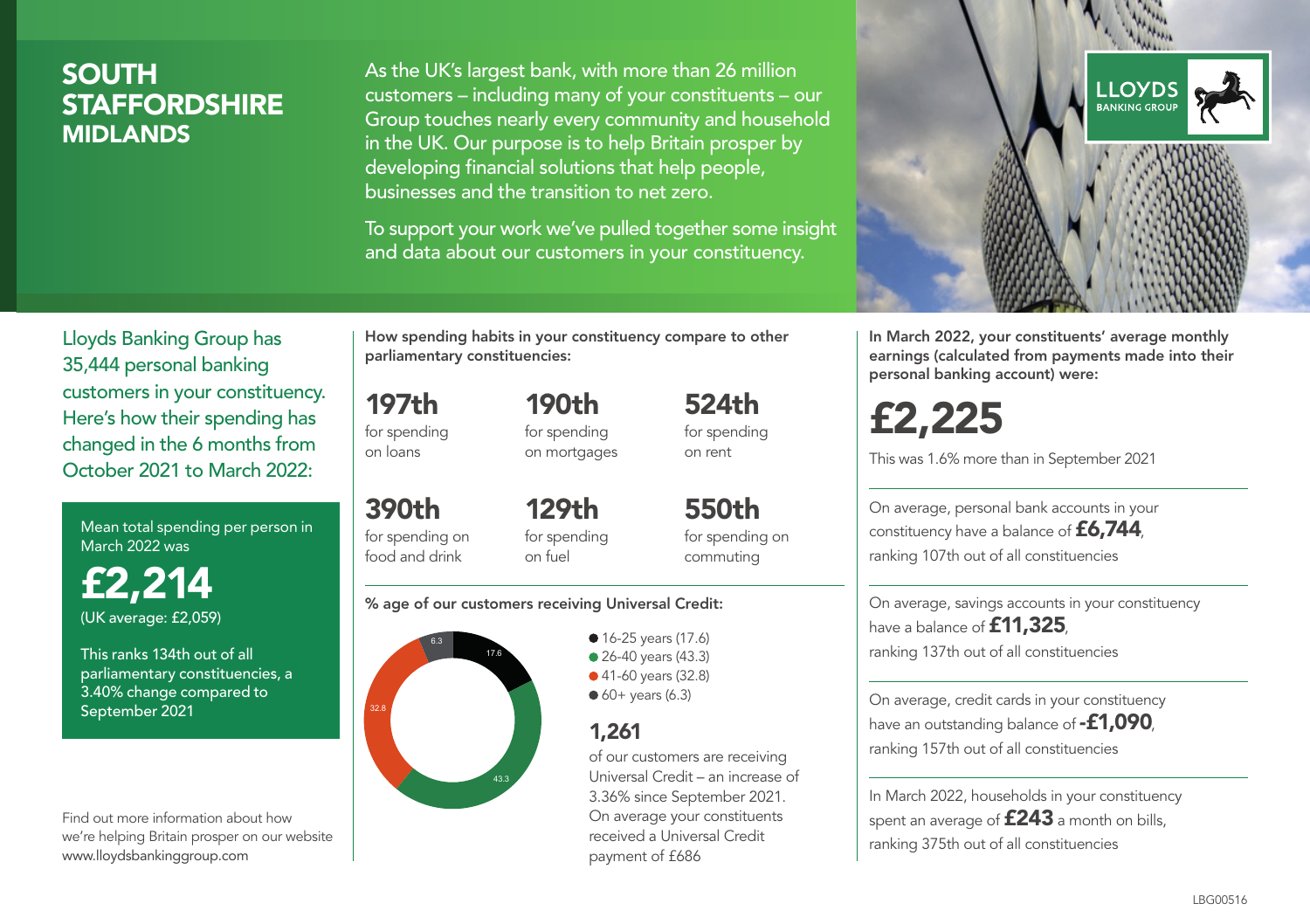# SOUTH STAFFORDSHIRE
## MIDLANDS

As the UK's largest bank, with more than 26 million customers – including many of your constituents – our Group touches nearly every community and household in the UK. Our purpose is to help Britain prosper by developing financial solutions that help people, businesses and the transition to net zero.

To support your work we've pulled together some insight and data about our customers in your constituency.

LLOYDS BANKING GROUP

Lloyds Banking Group has 35,444 personal banking customers in your constituency. Here's how their spending has changed in the 6 months from October 2021 to March 2022:

Mean total spending per person in March 2022 was

**£2,214**
(UK average: £2,059)

This ranks 134th out of all parliamentary constituencies, a 3.40% change compared to September 2021

Find out more information about how we're helping Britain prosper on our website www.lloydsbankinggroup.com

**How spending habits in your constituency compare to other parliamentary constituencies:**

| | | |
|---|---|---|
| **197th** for spending on loans | **190th** for spending on mortgages | **524th** for spending on rent |
| **390th** for spending on food and drink | **129th** for spending on fuel | **550th** for spending on commuting |

**% age of our customers receiving Universal Credit:**

- 16-25 years (17.6)
- 26-40 years (43.3)
- 41-60 years (32.8)
- 60+ years (6.3)

**1,261**
of our customers are receiving Universal Credit – an increase of 3.36% since September 2021. On average your constituents received a Universal Credit payment of £686

**In March 2022, your constituents' average monthly earnings (calculated from payments made into their personal banking account) were:**

**£2,225**

This was 1.6% more than in September 2021

On average, personal bank accounts in your constituency have a balance of **£6,744**, ranking 107th out of all constituencies

On average, savings accounts in your constituency have a balance of **£11,325**, ranking 137th out of all constituencies

On average, credit cards in your constituency have an outstanding balance of **-£1,090**, ranking 157th out of all constituencies

In March 2022, households in your constituency spent an average of **£243** a month on bills, ranking 375th out of all constituencies

LBG00516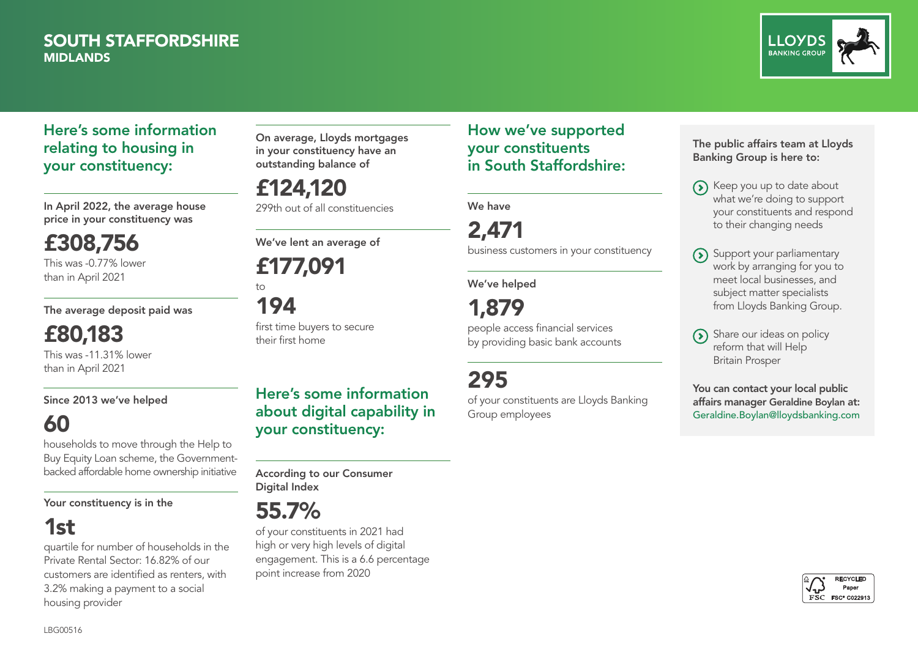# SOUTH STAFFORDSHIRE

**MIDLANDS**

## Here's some information relating to housing in your constituency:

**In April 2022, the average house price in your constituency was**

# £308,756

This was -0.77% lower than in April 2021

**The average deposit paid was**

# £80,183

This was -11.31% lower than in April 2021

**Since 2013 we've helped**

# 60

households to move through the Help to Buy Equity Loan scheme, the Government-backed affordable home ownership initiative

**Your constituency is in the**

# 1st

quartile for number of households in the Private Rental Sector: 16.82% of our customers are identified as renters, with 3.2% making a payment to a social housing provider

**On average, Lloyds mortgages in your constituency have an outstanding balance of**

# £124,120

299th out of all constituencies

**We've lent an average of**

# £177,091

to

# 194

first time buyers to secure their first home

## Here's some information about digital capability in your constituency:

**According to our Consumer Digital Index**

# 55.7%

of your constituents in 2021 had high or very high levels of digital engagement. This is a 6.6 percentage point increase from 2020

## How we've supported your constituents in South Staffordshire:

**We have**

# 2,471

business customers in your constituency

**We've helped**

# 1,879

people access financial services by providing basic bank accounts

# 295

of your constituents are Lloyds Banking Group employees

**The public affairs team at Lloyds Banking Group is here to:**

- Keep you up to date about what we're doing to support your constituents and respond to their changing needs
- Support your parliamentary work by arranging for you to meet local businesses, and subject matter specialists from Lloyds Banking Group.
- Share our ideas on policy reform that will Help Britain Prosper

**You can contact your local public affairs manager Geraldine Boylan at:**
Geraldine.Boylan@lloydsbanking.com

LBG00516